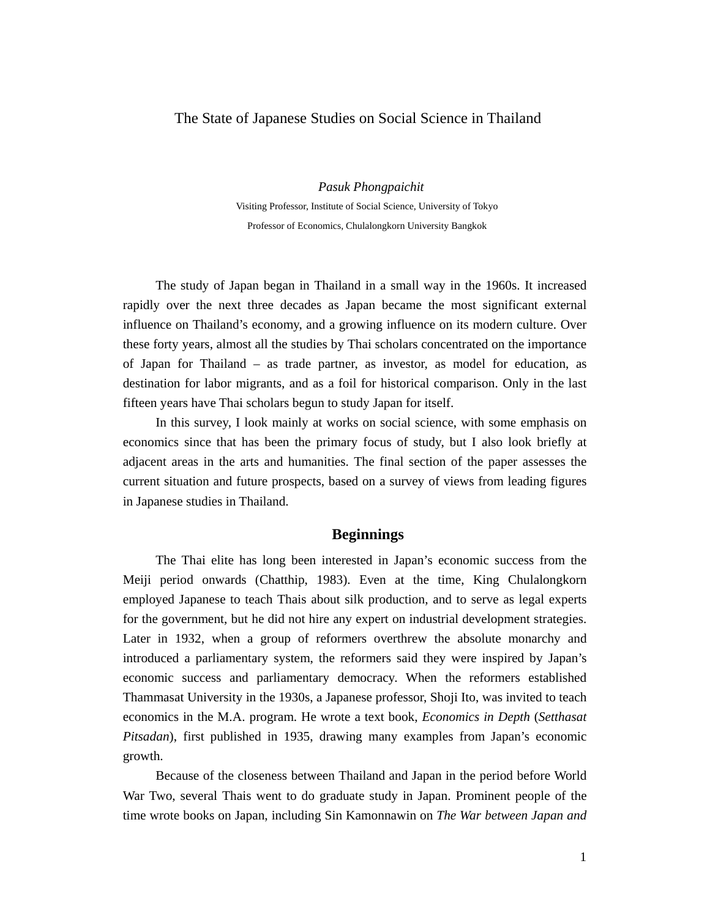# The State of Japanese Studies on Social Science in Thailand

*Pasuk Phongpaichit*

Visiting Professor, Institute of Social Science, University of Tokyo

Professor of Economics, Chulalongkorn University Bangkok

The study of Japan began in Thailand in a small way in the 1960s. It increased rapidly over the next three decades as Japan became the most significant external influence on Thailand's economy, and a growing influence on its modern culture. Over these forty years, almost all the studies by Thai scholars concentrated on the importance of Japan for Thailand – as trade partner, as investor, as model for education, as destination for labor migrants, and as a foil for historical comparison. Only in the last fifteen years have Thai scholars begun to study Japan for itself.

In this survey, I look mainly at works on social science, with some emphasis on economics since that has been the primary focus of study, but I also look briefly at adjacent areas in the arts and humanities. The final section of the paper assesses the current situation and future prospects, based on a survey of views from leading figures in Japanese studies in Thailand.

## Beginnings

The Thai elite has long been interested in Japan's economic success from the Meiji period onwards (Chatthip, 1983). Even at the time, King Chulalongkorn employed Japanese to teach Thais about silk production, and to serve as legal experts for the government, but he did not hire any expert on industrial development strategies. Later in 1932, when a group of reformers overthrew the absolute monarchy and introduced a parliamentary system, the reformers said they were inspired by Japan's economic success and parliamentary democracy. When the reformers established Thammasat University in the 1930s, a Japanese professor, Shoji Ito, was invited to teach economics in the M.A. program. He wrote a text book, *Economics in Depth* (*Setthasat Pitsadan*), first published in 1935, drawing many examples from Japan's economic growth.

Because of the closeness between Thailand and Japan in the period before World War Two, several Thais went to do graduate study in Japan. Prominent people of the time wrote books on Japan, including Sin Kamonnawin on *The War between Japan and*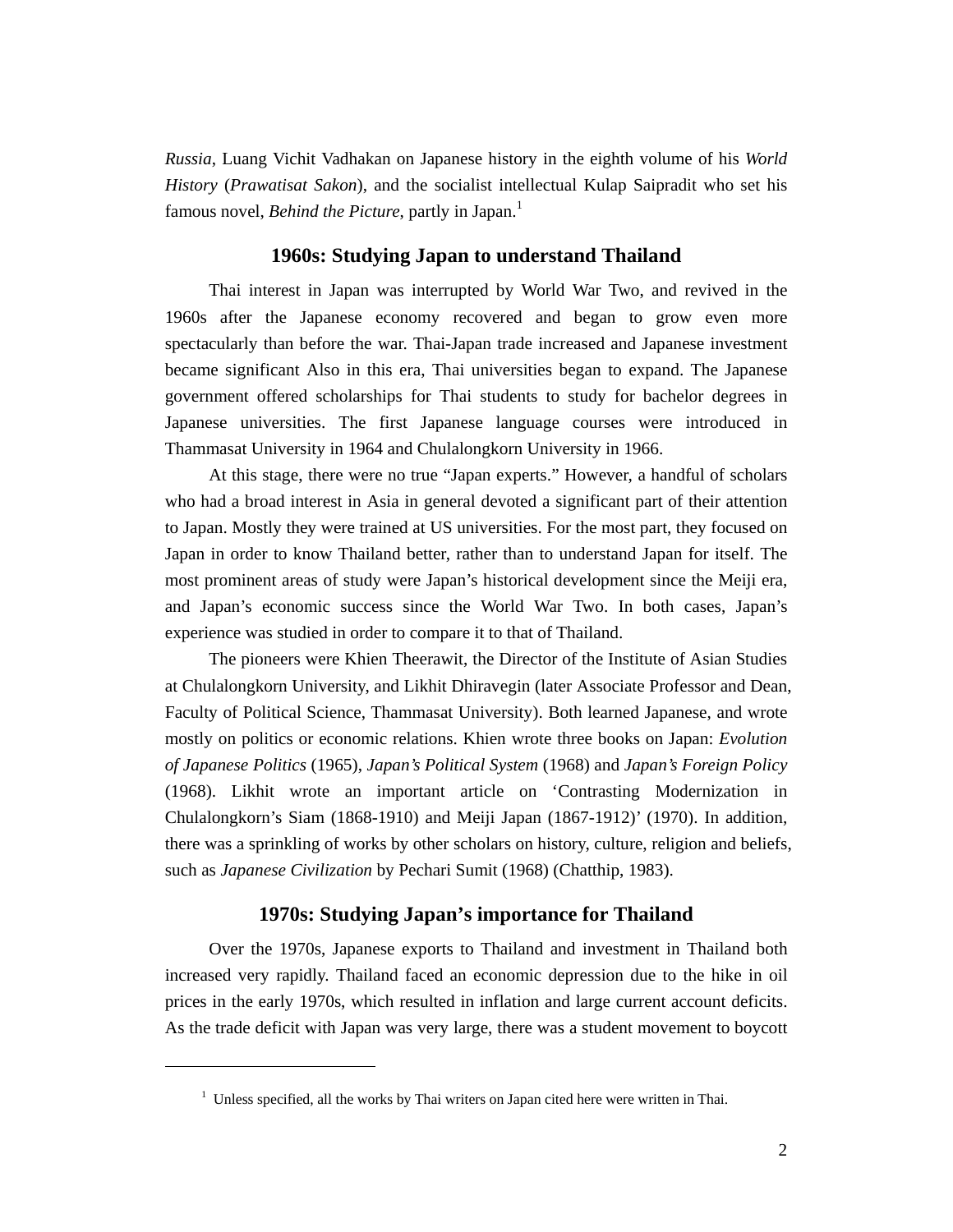*Russia*, Luang Vichit Vadhakan on Japanese history in the eighth volume of his *World History* (*Prawatisat Sakon*), and the socialist intellectual Kulap Saipradit who set his famous novel, *Behind the Picture*, partly in Japan.[1]

## 1960s: Studying Japan to understand Thailand

Thai interest in Japan was interrupted by World War Two, and revived in the 1960s after the Japanese economy recovered and began to grow even more spectacularly than before the war. Thai-Japan trade increased and Japanese investment became significant Also in this era, Thai universities began to expand. The Japanese government offered scholarships for Thai students to study for bachelor degrees in Japanese universities. The first Japanese language courses were introduced in Thammasat University in 1964 and Chulalongkorn University in 1966.

At this stage, there were no true "Japan experts." However, a handful of scholars who had a broad interest in Asia in general devoted a significant part of their attention to Japan. Mostly they were trained at US universities. For the most part, they focused on Japan in order to know Thailand better, rather than to understand Japan for itself. The most prominent areas of study were Japan's historical development since the Meiji era, and Japan's economic success since the World War Two. In both cases, Japan's experience was studied in order to compare it to that of Thailand.

The pioneers were Khien Theerawit, the Director of the Institute of Asian Studies at Chulalongkorn University, and Likhit Dhiravegin (later Associate Professor and Dean, Faculty of Political Science, Thammasat University). Both learned Japanese, and wrote mostly on politics or economic relations. Khien wrote three books on Japan: *Evolution of Japanese Politics* (1965), *Japan's Political System* (1968) and *Japan's Foreign Policy* (1968). Likhit wrote an important article on 'Contrasting Modernization in Chulalongkorn's Siam (1868-1910) and Meiji Japan (1867-1912)' (1970). In addition, there was a sprinkling of works by other scholars on history, culture, religion and beliefs, such as *Japanese Civilization* by Pechari Sumit (1968) (Chatthip, 1983).

## 1970s: Studying Japan's importance for Thailand

Over the 1970s, Japanese exports to Thailand and investment in Thailand both increased very rapidly. Thailand faced an economic depression due to the hike in oil prices in the early 1970s, which resulted in inflation and large current account deficits. As the trade deficit with Japan was very large, there was a student movement to boycott

---

[1] Unless specified, all the works by Thai writers on Japan cited here were written in Thai.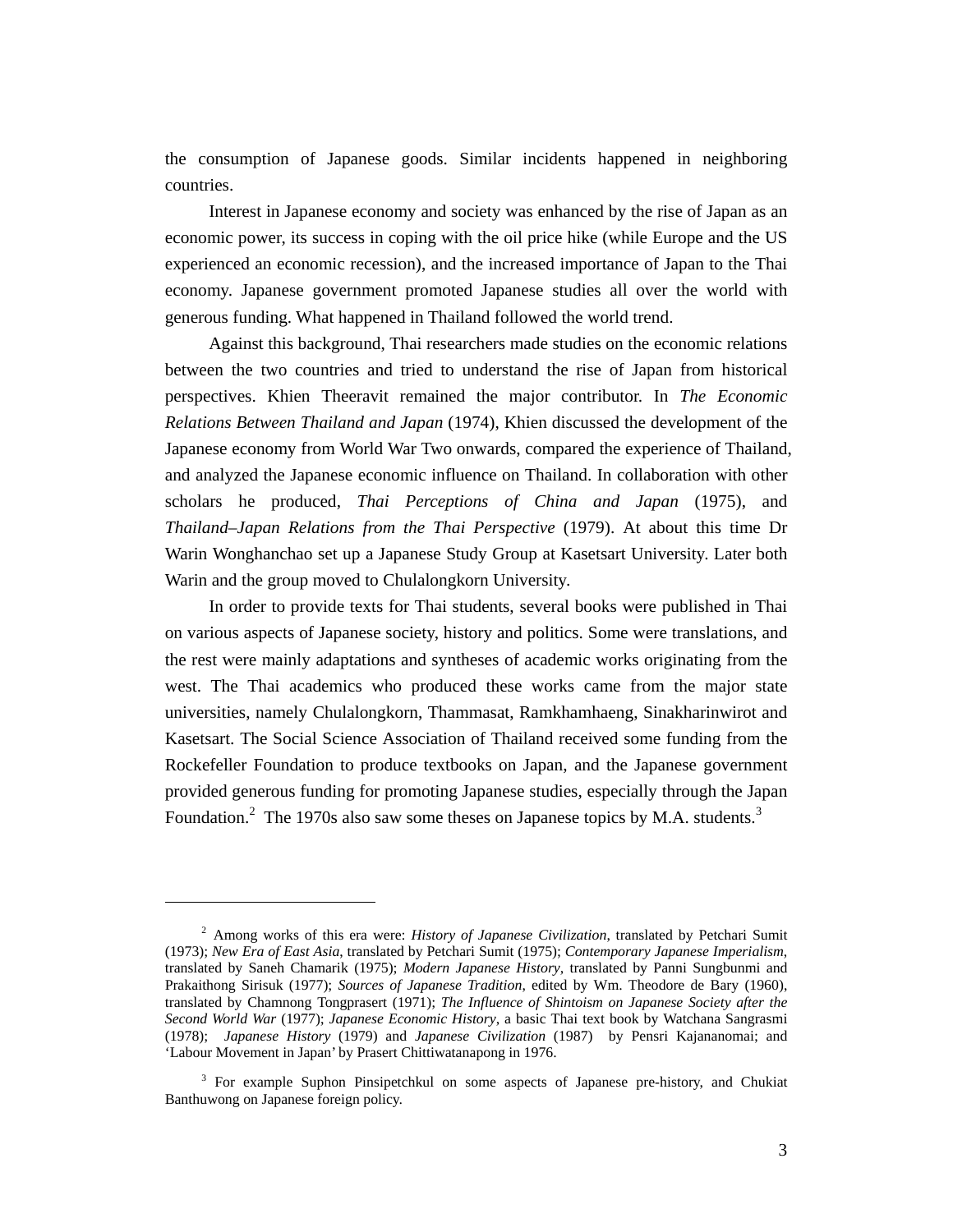the consumption of Japanese goods. Similar incidents happened in neighboring countries.

Interest in Japanese economy and society was enhanced by the rise of Japan as an economic power, its success in coping with the oil price hike (while Europe and the US experienced an economic recession), and the increased importance of Japan to the Thai economy. Japanese government promoted Japanese studies all over the world with generous funding. What happened in Thailand followed the world trend.

Against this background, Thai researchers made studies on the economic relations between the two countries and tried to understand the rise of Japan from historical perspectives. Khien Theeravit remained the major contributor. In *The Economic Relations Between Thailand and Japan* (1974), Khien discussed the development of the Japanese economy from World War Two onwards, compared the experience of Thailand, and analyzed the Japanese economic influence on Thailand. In collaboration with other scholars he produced, *Thai Perceptions of China and Japan* (1975), and *Thailand–Japan Relations from the Thai Perspective* (1979). At about this time Dr Warin Wonghanchao set up a Japanese Study Group at Kasetsart University. Later both Warin and the group moved to Chulalongkorn University.

In order to provide texts for Thai students, several books were published in Thai on various aspects of Japanese society, history and politics. Some were translations, and the rest were mainly adaptations and syntheses of academic works originating from the west. The Thai academics who produced these works came from the major state universities, namely Chulalongkorn, Thammasat, Ramkhamhaeng, Sinakharinwirot and Kasetsart. The Social Science Association of Thailand received some funding from the Rockefeller Foundation to produce textbooks on Japan, and the Japanese government provided generous funding for promoting Japanese studies, especially through the Japan Foundation.[2] The 1970s also saw some theses on Japanese topics by M.A. students.[3]

---

[2] Among works of this era were: *History of Japanese Civilization*, translated by Petchari Sumit (1973); *New Era of East Asia*, translated by Petchari Sumit (1975); *Contemporary Japanese Imperialism*, translated by Saneh Chamarik (1975); *Modern Japanese History*, translated by Panni Sungbunmi and Prakaithong Sirisuk (1977); *Sources of Japanese Tradition*, edited by Wm. Theodore de Bary (1960), translated by Chamnong Tongprasert (1971); *The Influence of Shintoism on Japanese Society after the Second World War* (1977); *Japanese Economic History*, a basic Thai text book by Watchana Sangrasmi (1978); *Japanese History* (1979) and *Japanese Civilization* (1987) by Pensri Kajananomai; and 'Labour Movement in Japan' by Prasert Chittiwatanapong in 1976.

[3] For example Suphon Pinsipetchkul on some aspects of Japanese pre-history, and Chukiat Banthuwong on Japanese foreign policy.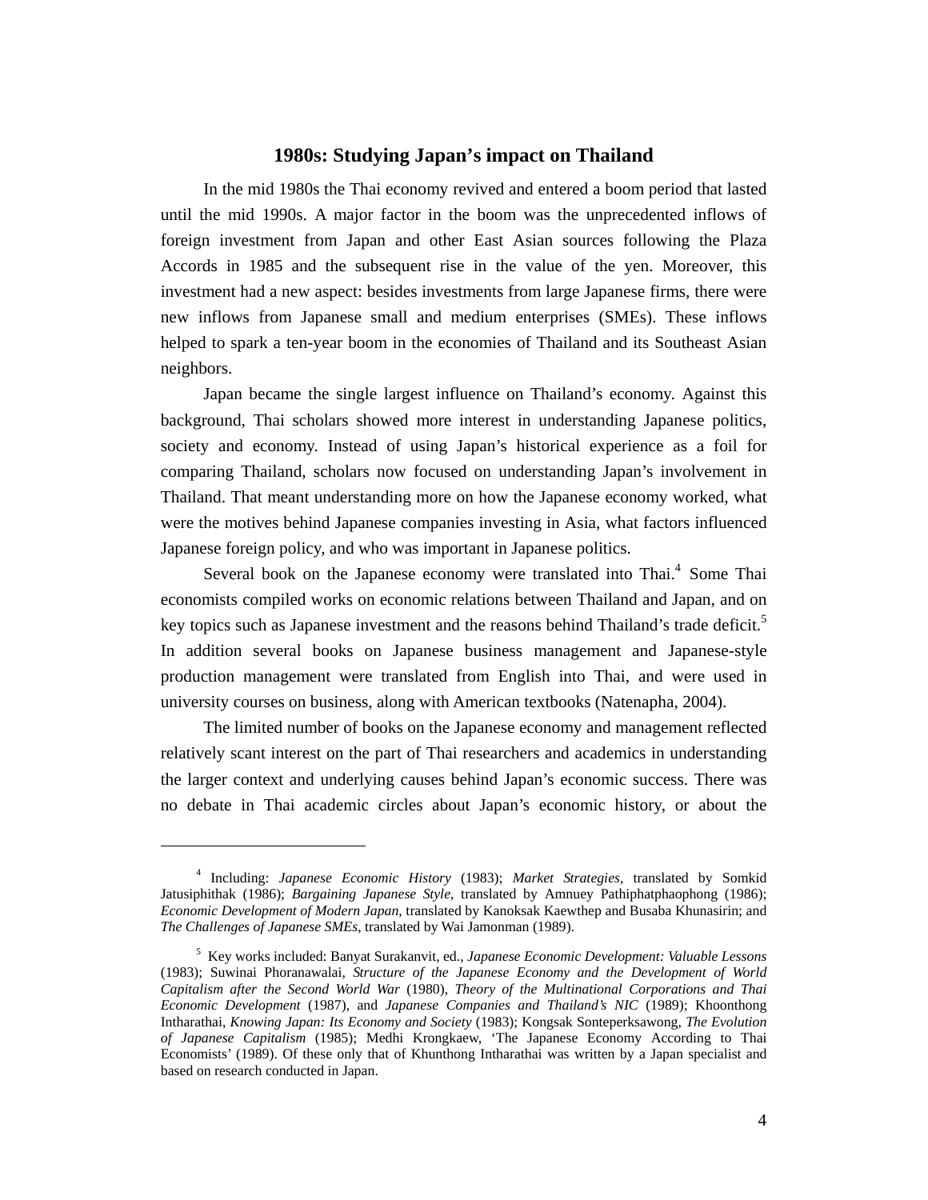## 1980s: Studying Japan's impact on Thailand

In the mid 1980s the Thai economy revived and entered a boom period that lasted until the mid 1990s. A major factor in the boom was the unprecedented inflows of foreign investment from Japan and other East Asian sources following the Plaza Accords in 1985 and the subsequent rise in the value of the yen. Moreover, this investment had a new aspect: besides investments from large Japanese firms, there were new inflows from Japanese small and medium enterprises (SMEs). These inflows helped to spark a ten-year boom in the economies of Thailand and its Southeast Asian neighbors.

Japan became the single largest influence on Thailand's economy. Against this background, Thai scholars showed more interest in understanding Japanese politics, society and economy. Instead of using Japan's historical experience as a foil for comparing Thailand, scholars now focused on understanding Japan's involvement in Thailand. That meant understanding more on how the Japanese economy worked, what were the motives behind Japanese companies investing in Asia, what factors influenced Japanese foreign policy, and who was important in Japanese politics.

Several book on the Japanese economy were translated into Thai.[4] Some Thai economists compiled works on economic relations between Thailand and Japan, and on key topics such as Japanese investment and the reasons behind Thailand's trade deficit.[5] In addition several books on Japanese business management and Japanese-style production management were translated from English into Thai, and were used in university courses on business, along with American textbooks (Natenapha, 2004).

The limited number of books on the Japanese economy and management reflected relatively scant interest on the part of Thai researchers and academics in understanding the larger context and underlying causes behind Japan's economic success. There was no debate in Thai academic circles about Japan's economic history, or about the

---

[4] Including: *Japanese Economic History* (1983); *Market Strategies*, translated by Somkid Jatusiphithak (1986); *Bargaining Japanese Style*, translated by Amnuey Pathiphatphaophong (1986); *Economic Development of Modern Japan*, translated by Kanoksak Kaewthep and Busaba Khunasirin; and *The Challenges of Japanese SMEs*, translated by Wai Jamonman (1989).

[5] Key works included: Banyat Surakanvit, ed., *Japanese Economic Development: Valuable Lessons* (1983); Suwinai Phoranawalai, *Structure of the Japanese Economy and the Development of World Capitalism after the Second World War* (1980), *Theory of the Multinational Corporations and Thai Economic Development* (1987), and *Japanese Companies and Thailand's NIC* (1989); Khoonthong Intharathai, *Knowing Japan: Its Economy and Society* (1983); Kongsak Sonteperksawong, *The Evolution of Japanese Capitalism* (1985); Medhi Krongkaew, 'The Japanese Economy According to Thai Economists' (1989). Of these only that of Khunthong Intharathai was written by a Japan specialist and based on research conducted in Japan.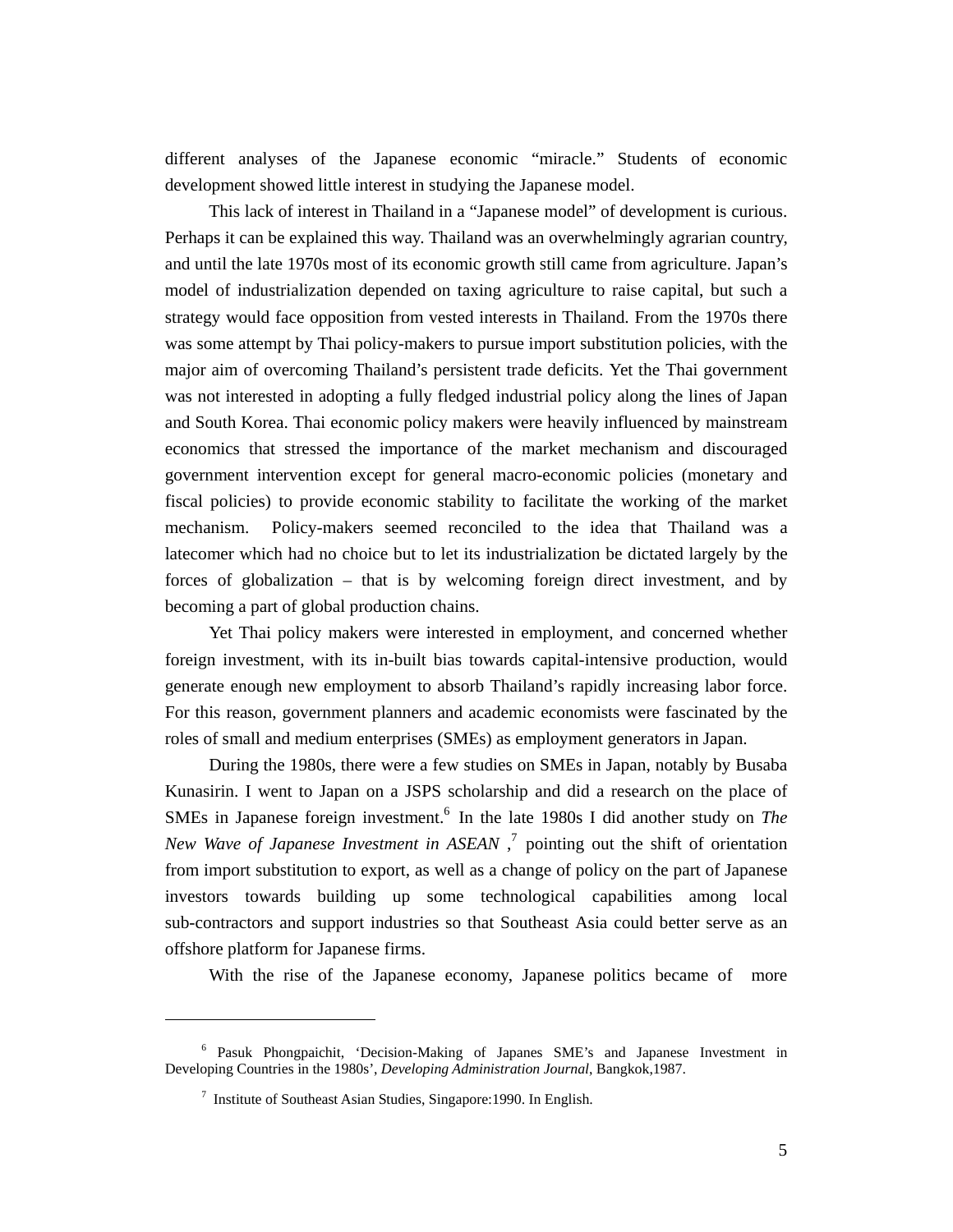different analyses of the Japanese economic "miracle." Students of economic development showed little interest in studying the Japanese model.

This lack of interest in Thailand in a "Japanese model" of development is curious. Perhaps it can be explained this way. Thailand was an overwhelmingly agrarian country, and until the late 1970s most of its economic growth still came from agriculture. Japan's model of industrialization depended on taxing agriculture to raise capital, but such a strategy would face opposition from vested interests in Thailand. From the 1970s there was some attempt by Thai policy-makers to pursue import substitution policies, with the major aim of overcoming Thailand's persistent trade deficits. Yet the Thai government was not interested in adopting a fully fledged industrial policy along the lines of Japan and South Korea. Thai economic policy makers were heavily influenced by mainstream economics that stressed the importance of the market mechanism and discouraged government intervention except for general macro-economic policies (monetary and fiscal policies) to provide economic stability to facilitate the working of the market mechanism. Policy-makers seemed reconciled to the idea that Thailand was a latecomer which had no choice but to let its industrialization be dictated largely by the forces of globalization – that is by welcoming foreign direct investment, and by becoming a part of global production chains.

Yet Thai policy makers were interested in employment, and concerned whether foreign investment, with its in-built bias towards capital-intensive production, would generate enough new employment to absorb Thailand's rapidly increasing labor force. For this reason, government planners and academic economists were fascinated by the roles of small and medium enterprises (SMEs) as employment generators in Japan.

During the 1980s, there were a few studies on SMEs in Japan, notably by Busaba Kunasirin. I went to Japan on a JSPS scholarship and did a research on the place of SMEs in Japanese foreign investment.[6] In the late 1980s I did another study on *The New Wave of Japanese Investment in ASEAN* ,[7] pointing out the shift of orientation from import substitution to export, as well as a change of policy on the part of Japanese investors towards building up some technological capabilities among local sub-contractors and support industries so that Southeast Asia could better serve as an offshore platform for Japanese firms.

With the rise of the Japanese economy, Japanese politics became of more

[6] Pasuk Phongpaichit, 'Decision-Making of Japanes SME's and Japanese Investment in Developing Countries in the 1980s', *Developing Administration Journal*, Bangkok,1987.

[7] Institute of Southeast Asian Studies, Singapore:1990. In English.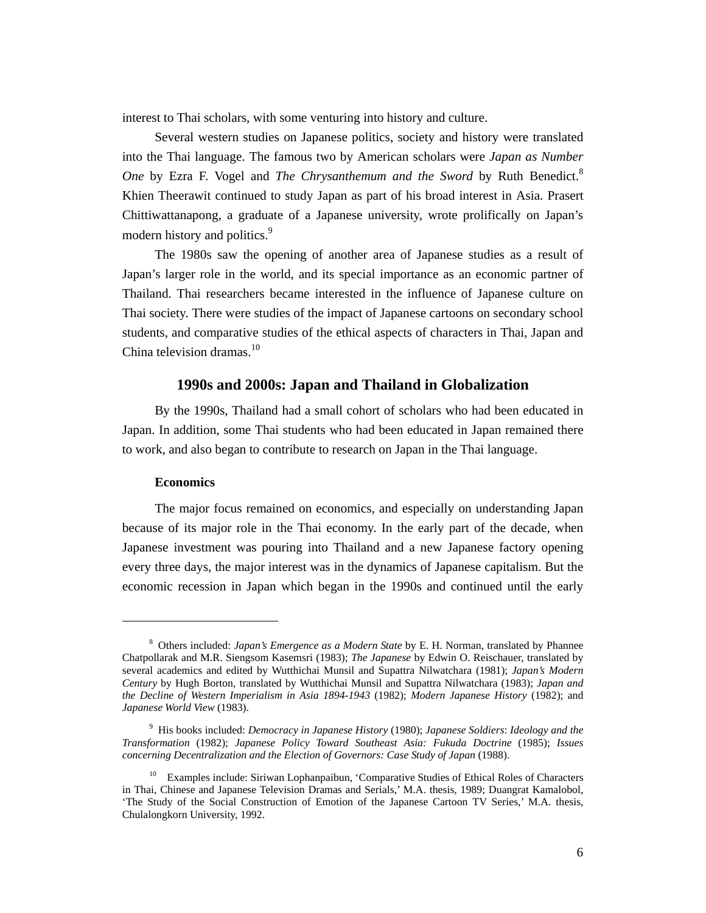interest to Thai scholars, with some venturing into history and culture.

Several western studies on Japanese politics, society and history were translated into the Thai language. The famous two by American scholars were *Japan as Number One* by Ezra F. Vogel and *The Chrysanthemum and the Sword* by Ruth Benedict.[8] Khien Theerawit continued to study Japan as part of his broad interest in Asia. Prasert Chittiwattanapong, a graduate of a Japanese university, wrote prolifically on Japan's modern history and politics.[9]

The 1980s saw the opening of another area of Japanese studies as a result of Japan's larger role in the world, and its special importance as an economic partner of Thailand. Thai researchers became interested in the influence of Japanese culture on Thai society. There were studies of the impact of Japanese cartoons on secondary school students, and comparative studies of the ethical aspects of characters in Thai, Japan and China television dramas.[10]

## 1990s and 2000s: Japan and Thailand in Globalization

By the 1990s, Thailand had a small cohort of scholars who had been educated in Japan. In addition, some Thai students who had been educated in Japan remained there to work, and also began to contribute to research on Japan in the Thai language.

### Economics

The major focus remained on economics, and especially on understanding Japan because of its major role in the Thai economy. In the early part of the decade, when Japanese investment was pouring into Thailand and a new Japanese factory opening every three days, the major interest was in the dynamics of Japanese capitalism. But the economic recession in Japan which began in the 1990s and continued until the early

---

[8] Others included: *Japan's Emergence as a Modern State* by E. H. Norman, translated by Phannee Chatpollarak and M.R. Siengsom Kasemsri (1983); *The Japanese* by Edwin O. Reischauer, translated by several academics and edited by Wutthichai Munsil and Supattra Nilwatchara (1981); *Japan's Modern Century* by Hugh Borton, translated by Wutthichai Munsil and Supattra Nilwatchara (1983); *Japan and the Decline of Western Imperialism in Asia 1894-1943* (1982); *Modern Japanese History* (1982); and *Japanese World View* (1983).

[9] His books included: *Democracy in Japanese History* (1980); *Japanese Soldiers*: *Ideology and the Transformation* (1982); *Japanese Policy Toward Southeast Asia: Fukuda Doctrine* (1985); *Issues concerning Decentralization and the Election of Governors: Case Study of Japan* (1988).

[10] Examples include: Siriwan Lophanpaibun, 'Comparative Studies of Ethical Roles of Characters in Thai, Chinese and Japanese Television Dramas and Serials,' M.A. thesis, 1989; Duangrat Kamalobol, 'The Study of the Social Construction of Emotion of the Japanese Cartoon TV Series,' M.A. thesis, Chulalongkorn University, 1992.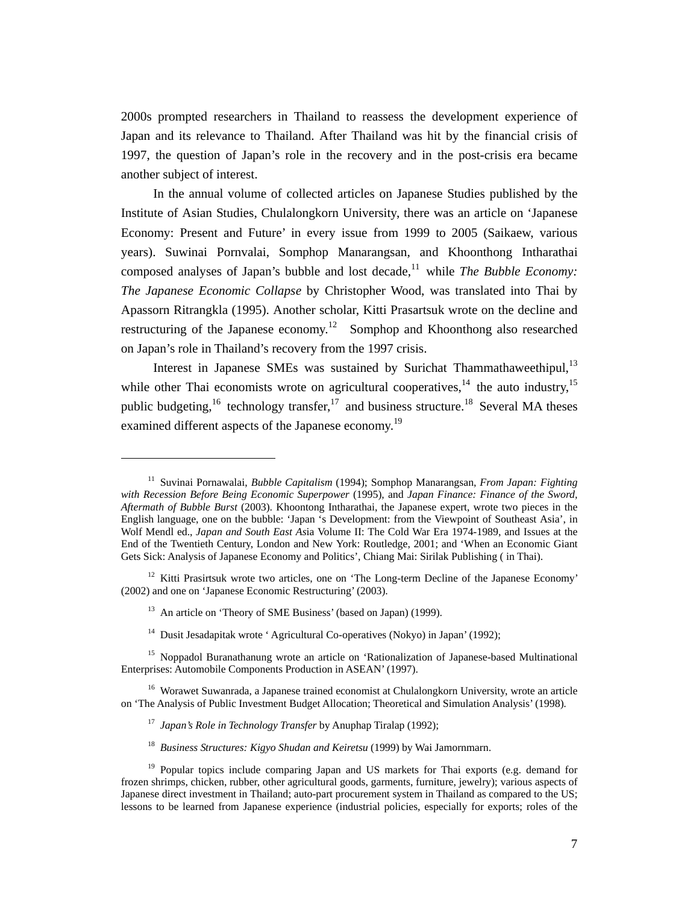2000s prompted researchers in Thailand to reassess the development experience of Japan and its relevance to Thailand. After Thailand was hit by the financial crisis of 1997, the question of Japan's role in the recovery and in the post-crisis era became another subject of interest.

In the annual volume of collected articles on Japanese Studies published by the Institute of Asian Studies, Chulalongkorn University, there was an article on 'Japanese Economy: Present and Future' in every issue from 1999 to 2005 (Saikaew, various years). Suwinai Pornvalai, Somphop Manarangsan, and Khoonthong Intharathai composed analyses of Japan's bubble and lost decade,[11] while *The Bubble Economy: The Japanese Economic Collapse* by Christopher Wood, was translated into Thai by Apassorn Ritrangkla (1995). Another scholar, Kitti Prasartsuk wrote on the decline and restructuring of the Japanese economy.[12] Somphop and Khoonthong also researched on Japan's role in Thailand's recovery from the 1997 crisis.

Interest in Japanese SMEs was sustained by Surichat Thammathaweethipul,[13] while other Thai economists wrote on agricultural cooperatives,[14] the auto industry,[15] public budgeting,[16] technology transfer,[17] and business structure.[18] Several MA theses examined different aspects of the Japanese economy.[19]

---

[11] Suvinai Pornawalai, *Bubble Capitalism* (1994); Somphop Manarangsan, *From Japan: Fighting with Recession Before Being Economic Superpower* (1995), and *Japan Finance: Finance of the Sword, Aftermath of Bubble Burst* (2003). Khoontong Intharathai, the Japanese expert, wrote two pieces in the English language, one on the bubble: 'Japan 's Development: from the Viewpoint of Southeast Asia', in Wolf Mendl ed., *Japan and South East As*ia Volume II: The Cold War Era 1974-1989, and Issues at the End of the Twentieth Century, London and New York: Routledge, 2001; and 'When an Economic Giant Gets Sick: Analysis of Japanese Economy and Politics', Chiang Mai: Sirilak Publishing ( in Thai).

[12] Kitti Prasirtsuk wrote two articles, one on 'The Long-term Decline of the Japanese Economy' (2002) and one on 'Japanese Economic Restructuring' (2003).

[13] An article on 'Theory of SME Business' (based on Japan) (1999).

[14] Dusit Jesadapitak wrote ' Agricultural Co-operatives (Nokyo) in Japan' (1992);

[15] Noppadol Buranathanung wrote an article on 'Rationalization of Japanese-based Multinational Enterprises: Automobile Components Production in ASEAN' (1997).

[16] Worawet Suwanrada, a Japanese trained economist at Chulalongkorn University, wrote an article on 'The Analysis of Public Investment Budget Allocation; Theoretical and Simulation Analysis' (1998).

[17] *Japan's Role in Technology Transfer* by Anuphap Tiralap (1992);

[18] *Business Structures: Kigyo Shudan and Keiretsu* (1999) by Wai Jamornmarn.

[19] Popular topics include comparing Japan and US markets for Thai exports (e.g. demand for frozen shrimps, chicken, rubber, other agricultural goods, garments, furniture, jewelry); various aspects of Japanese direct investment in Thailand; auto-part procurement system in Thailand as compared to the US; lessons to be learned from Japanese experience (industrial policies, especially for exports; roles of the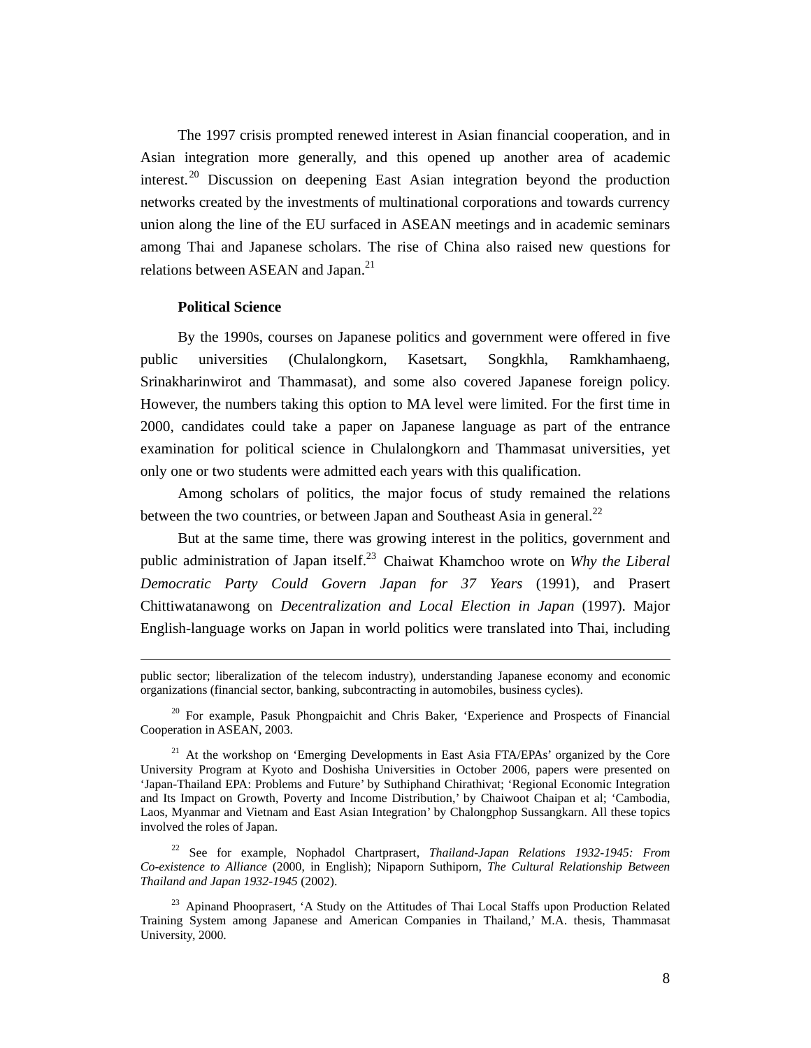The 1997 crisis prompted renewed interest in Asian financial cooperation, and in Asian integration more generally, and this opened up another area of academic interest.[20] Discussion on deepening East Asian integration beyond the production networks created by the investments of multinational corporations and towards currency union along the line of the EU surfaced in ASEAN meetings and in academic seminars among Thai and Japanese scholars. The rise of China also raised new questions for relations between ASEAN and Japan.[21]

**Political Science**

By the 1990s, courses on Japanese politics and government were offered in five public universities (Chulalongkorn, Kasetsart, Songkhla, Ramkhamhaeng, Srinakharinwirot and Thammasat), and some also covered Japanese foreign policy. However, the numbers taking this option to MA level were limited. For the first time in 2000, candidates could take a paper on Japanese language as part of the entrance examination for political science in Chulalongkorn and Thammasat universities, yet only one or two students were admitted each years with this qualification.

Among scholars of politics, the major focus of study remained the relations between the two countries, or between Japan and Southeast Asia in general.[22]

But at the same time, there was growing interest in the politics, government and public administration of Japan itself.[23] Chaiwat Khamchoo wrote on *Why the Liberal Democratic Party Could Govern Japan for 37 Years* (1991), and Prasert Chittiwatanawong on *Decentralization and Local Election in Japan* (1997). Major English-language works on Japan in world politics were translated into Thai, including

---

public sector; liberalization of the telecom industry), understanding Japanese economy and economic organizations (financial sector, banking, subcontracting in automobiles, business cycles).

[20] For example, Pasuk Phongpaichit and Chris Baker, 'Experience and Prospects of Financial Cooperation in ASEAN, 2003.

[21] At the workshop on 'Emerging Developments in East Asia FTA/EPAs' organized by the Core University Program at Kyoto and Doshisha Universities in October 2006, papers were presented on 'Japan-Thailand EPA: Problems and Future' by Suthiphand Chirathivat; 'Regional Economic Integration and Its Impact on Growth, Poverty and Income Distribution,' by Chaiwoot Chaipan et al; 'Cambodia, Laos, Myanmar and Vietnam and East Asian Integration' by Chalongphop Sussangkarn. All these topics involved the roles of Japan.

[22] See for example, Nophadol Chartprasert, *Thailand-Japan Relations 1932-1945: From Co-existence to Alliance* (2000, in English); Nipaporn Suthiporn, *The Cultural Relationship Between Thailand and Japan 1932-1945* (2002).

[23] Apinand Phooprasert, 'A Study on the Attitudes of Thai Local Staffs upon Production Related Training System among Japanese and American Companies in Thailand,' M.A. thesis, Thammasat University, 2000.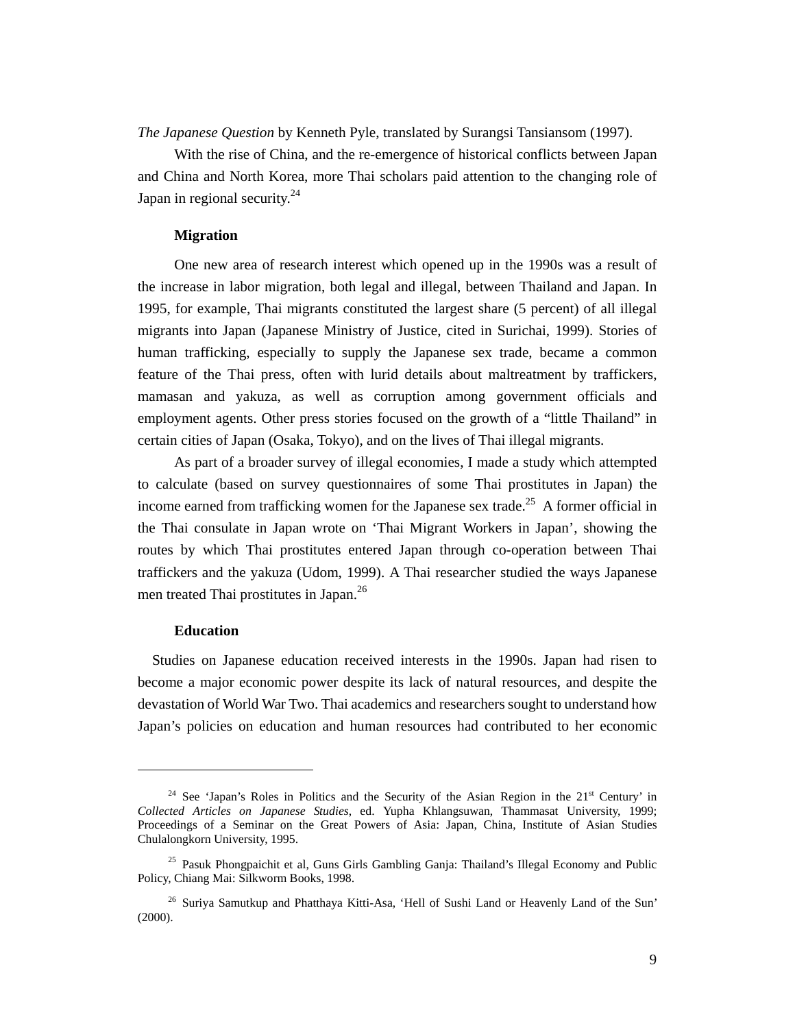*The Japanese Question* by Kenneth Pyle, translated by Surangsi Tansiansom (1997).

With the rise of China, and the re-emergence of historical conflicts between Japan and China and North Korea, more Thai scholars paid attention to the changing role of Japan in regional security.[24]

### Migration

One new area of research interest which opened up in the 1990s was a result of the increase in labor migration, both legal and illegal, between Thailand and Japan. In 1995, for example, Thai migrants constituted the largest share (5 percent) of all illegal migrants into Japan (Japanese Ministry of Justice, cited in Surichai, 1999). Stories of human trafficking, especially to supply the Japanese sex trade, became a common feature of the Thai press, often with lurid details about maltreatment by traffickers, mamasan and yakuza, as well as corruption among government officials and employment agents. Other press stories focused on the growth of a "little Thailand" in certain cities of Japan (Osaka, Tokyo), and on the lives of Thai illegal migrants.

As part of a broader survey of illegal economies, I made a study which attempted to calculate (based on survey questionnaires of some Thai prostitutes in Japan) the income earned from trafficking women for the Japanese sex trade.[25] A former official in the Thai consulate in Japan wrote on 'Thai Migrant Workers in Japan', showing the routes by which Thai prostitutes entered Japan through co-operation between Thai traffickers and the yakuza (Udom, 1999). A Thai researcher studied the ways Japanese men treated Thai prostitutes in Japan.[26]

### Education

Studies on Japanese education received interests in the 1990s. Japan had risen to become a major economic power despite its lack of natural resources, and despite the devastation of World War Two. Thai academics and researchers sought to understand how Japan's policies on education and human resources had contributed to her economic

---

[24] See 'Japan's Roles in Politics and the Security of the Asian Region in the 21st Century' in *Collected Articles on Japanese Studies*, ed. Yupha Khlangsuwan, Thammasat University, 1999; Proceedings of a Seminar on the Great Powers of Asia: Japan, China, Institute of Asian Studies Chulalongkorn University, 1995.

[25] Pasuk Phongpaichit et al, Guns Girls Gambling Ganja: Thailand's Illegal Economy and Public Policy, Chiang Mai: Silkworm Books, 1998.

[26] Suriya Samutkup and Phatthaya Kitti-Asa, 'Hell of Sushi Land or Heavenly Land of the Sun' (2000).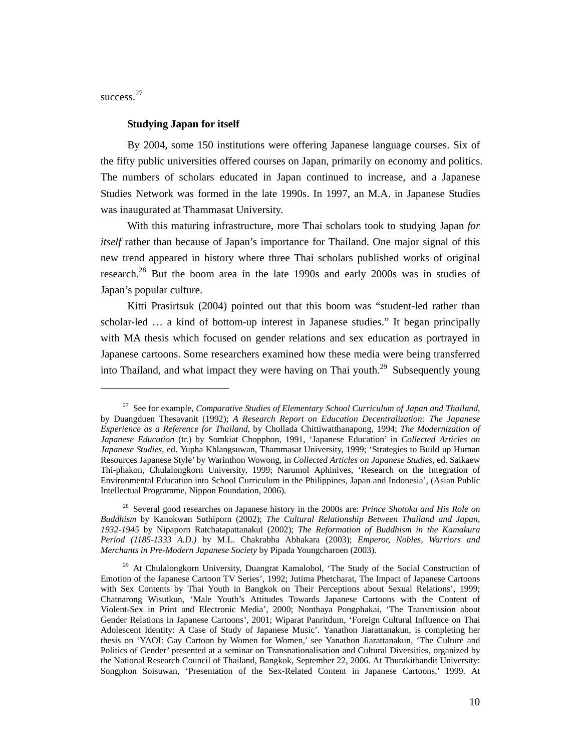success.[27]

### Studying Japan for itself

By 2004, some 150 institutions were offering Japanese language courses. Six of the fifty public universities offered courses on Japan, primarily on economy and politics. The numbers of scholars educated in Japan continued to increase, and a Japanese Studies Network was formed in the late 1990s. In 1997, an M.A. in Japanese Studies was inaugurated at Thammasat University.

With this maturing infrastructure, more Thai scholars took to studying Japan *for itself* rather than because of Japan's importance for Thailand. One major signal of this new trend appeared in history where three Thai scholars published works of original research.[28] But the boom area in the late 1990s and early 2000s was in studies of Japan's popular culture.

Kitti Prasirtsuk (2004) pointed out that this boom was "student-led rather than scholar-led … a kind of bottom-up interest in Japanese studies." It began principally with MA thesis which focused on gender relations and sex education as portrayed in Japanese cartoons. Some researchers examined how these media were being transferred into Thailand, and what impact they were having on Thai youth.[29] Subsequently young

---

[27] See for example, *Comparative Studies of Elementary School Curriculum of Japan and Thailand*, by Duangduen Thesavanit (1992); *A Research Report on Education Decentralization: The Japanese Experience as a Reference for Thailand*, by Chollada Chittiwatthanapong, 1994; *The Modernization of Japanese Education* (tr.) by Somkiat Chopphon, 1991, 'Japanese Education' in *Collected Articles on Japanese Studies*, ed. Yupha Khlangsuwan, Thammasat University, 1999; 'Strategies to Build up Human Resources Japanese Style' by Warinthon Wowong, in *Collected Articles on Japanese Studies*, ed. Saikaew Thi-phakon, Chulalongkorn University, 1999; Narumol Aphinives, 'Research on the Integration of Environmental Education into School Curriculum in the Philippines, Japan and Indonesia', (Asian Public Intellectual Programme, Nippon Foundation, 2006).

[28] Several good researches on Japanese history in the 2000s are: *Prince Shotoku and His Role on Buddhism* by Kanokwan Suthiporn (2002); *The Cultural Relationship Between Thailand and Japan, 1932-1945* by Nipaporn Ratchatapattanakul (2002); *The Reformation of Buddhism in the Kamakura Period (1185-1333 A.D.)* by M.L. Chakrabha Abhakara (2003); *Emperor, Nobles, Warriors and Merchants in Pre-Modern Japanese Society* by Pipada Youngcharoen (2003).

[29] At Chulalongkorn University, Duangrat Kamalobol, 'The Study of the Social Construction of Emotion of the Japanese Cartoon TV Series', 1992; Jutima Phetcharat, The Impact of Japanese Cartoons with Sex Contents by Thai Youth in Bangkok on Their Perceptions about Sexual Relations', 1999; Chatnarong Wisutkun, 'Male Youth's Attitudes Towards Japanese Cartoons with the Content of Violent-Sex in Print and Electronic Media', 2000; Nonthaya Pongphakai, 'The Transmission about Gender Relations in Japanese Cartoons', 2001; Wiparat Panritdum, 'Foreign Cultural Influence on Thai Adolescent Identity: A Case of Study of Japanese Music'. Yanathon Jiarattanakun, is completing her thesis on 'YAOI: Gay Cartoon by Women for Women,' see Yanathon Jiarattanakun, 'The Culture and Politics of Gender' presented at a seminar on Transnationalisation and Cultural Diversities, organized by the National Research Council of Thailand, Bangkok, September 22, 2006. At Thurakitbandit University: Songphon Soisuwan, 'Presentation of the Sex-Related Content in Japanese Cartoons,' 1999. At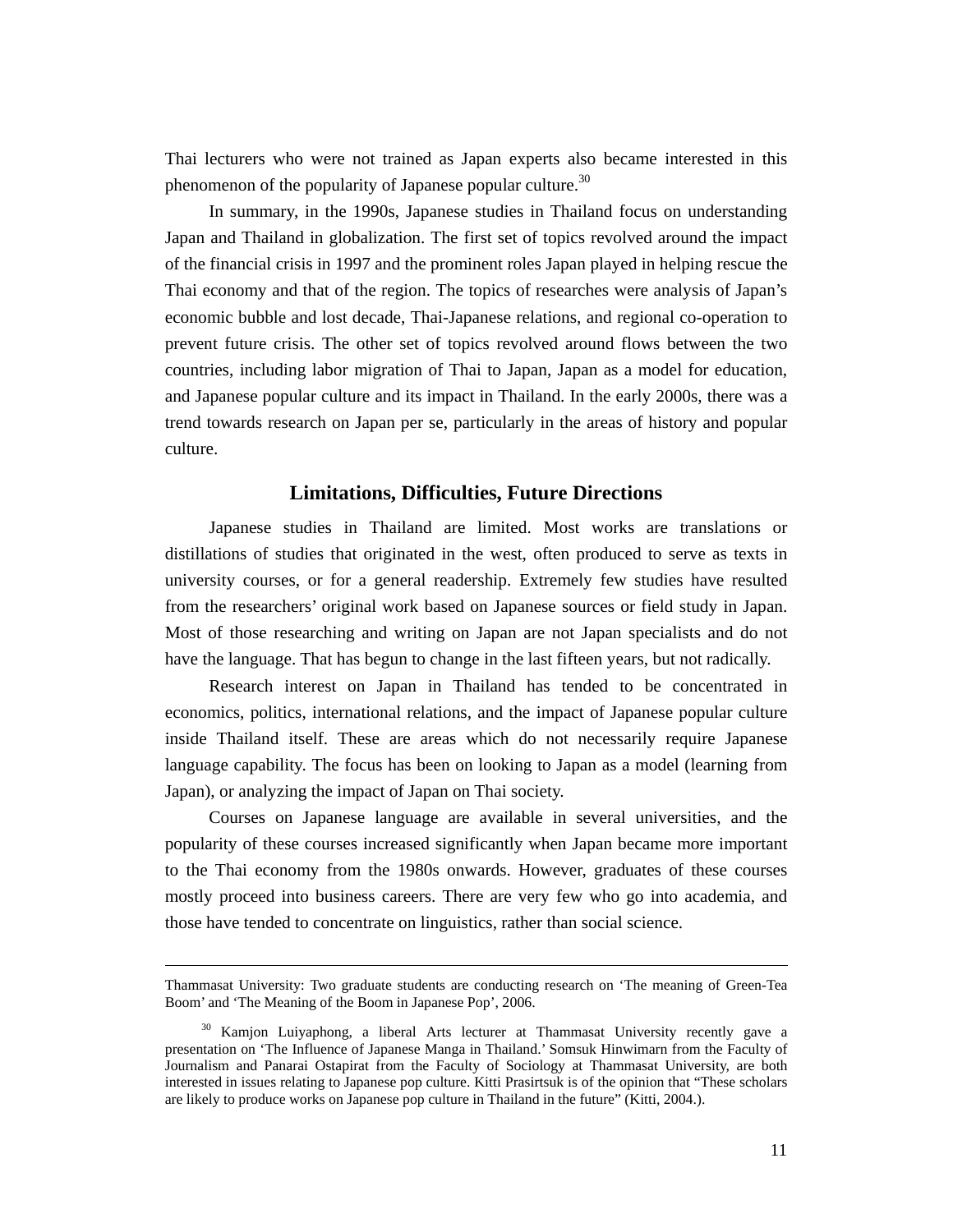Thai lecturers who were not trained as Japan experts also became interested in this phenomenon of the popularity of Japanese popular culture.[30]

In summary, in the 1990s, Japanese studies in Thailand focus on understanding Japan and Thailand in globalization. The first set of topics revolved around the impact of the financial crisis in 1997 and the prominent roles Japan played in helping rescue the Thai economy and that of the region. The topics of researches were analysis of Japan's economic bubble and lost decade, Thai-Japanese relations, and regional co-operation to prevent future crisis. The other set of topics revolved around flows between the two countries, including labor migration of Thai to Japan, Japan as a model for education, and Japanese popular culture and its impact in Thailand. In the early 2000s, there was a trend towards research on Japan per se, particularly in the areas of history and popular culture.

## Limitations, Difficulties, Future Directions

Japanese studies in Thailand are limited. Most works are translations or distillations of studies that originated in the west, often produced to serve as texts in university courses, or for a general readership. Extremely few studies have resulted from the researchers' original work based on Japanese sources or field study in Japan. Most of those researching and writing on Japan are not Japan specialists and do not have the language. That has begun to change in the last fifteen years, but not radically.

Research interest on Japan in Thailand has tended to be concentrated in economics, politics, international relations, and the impact of Japanese popular culture inside Thailand itself. These are areas which do not necessarily require Japanese language capability. The focus has been on looking to Japan as a model (learning from Japan), or analyzing the impact of Japan on Thai society.

Courses on Japanese language are available in several universities, and the popularity of these courses increased significantly when Japan became more important to the Thai economy from the 1980s onwards. However, graduates of these courses mostly proceed into business careers. There are very few who go into academia, and those have tended to concentrate on linguistics, rather than social science.

---

Thammasat University: Two graduate students are conducting research on 'The meaning of Green-Tea Boom' and 'The Meaning of the Boom in Japanese Pop', 2006.

[30] Kamjon Luiyaphong, a liberal Arts lecturer at Thammasat University recently gave a presentation on 'The Influence of Japanese Manga in Thailand.' Somsuk Hinwimarn from the Faculty of Journalism and Panarai Ostapirat from the Faculty of Sociology at Thammasat University, are both interested in issues relating to Japanese pop culture. Kitti Prasirtsuk is of the opinion that "These scholars are likely to produce works on Japanese pop culture in Thailand in the future" (Kitti, 2004.).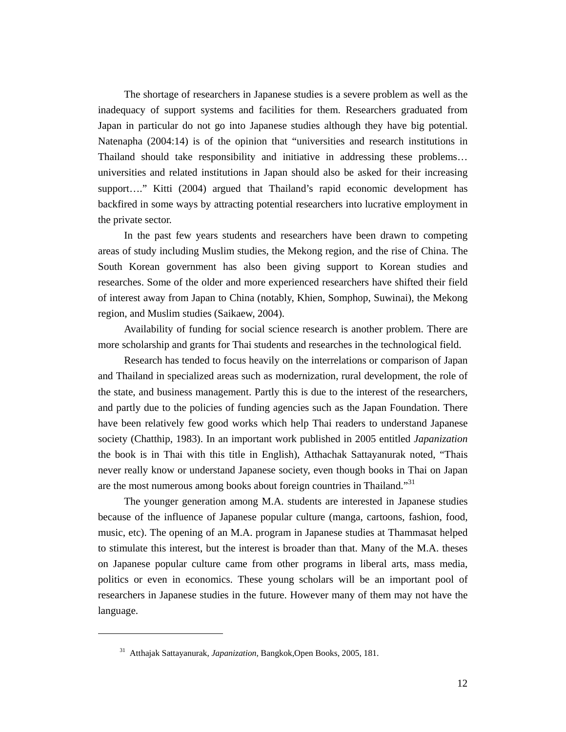The shortage of researchers in Japanese studies is a severe problem as well as the inadequacy of support systems and facilities for them. Researchers graduated from Japan in particular do not go into Japanese studies although they have big potential. Natenapha (2004:14) is of the opinion that "universities and research institutions in Thailand should take responsibility and initiative in addressing these problems… universities and related institutions in Japan should also be asked for their increasing support…." Kitti (2004) argued that Thailand's rapid economic development has backfired in some ways by attracting potential researchers into lucrative employment in the private sector.

In the past few years students and researchers have been drawn to competing areas of study including Muslim studies, the Mekong region, and the rise of China. The South Korean government has also been giving support to Korean studies and researches. Some of the older and more experienced researchers have shifted their field of interest away from Japan to China (notably, Khien, Somphop, Suwinai), the Mekong region, and Muslim studies (Saikaew, 2004).

Availability of funding for social science research is another problem. There are more scholarship and grants for Thai students and researches in the technological field.

Research has tended to focus heavily on the interrelations or comparison of Japan and Thailand in specialized areas such as modernization, rural development, the role of the state, and business management. Partly this is due to the interest of the researchers, and partly due to the policies of funding agencies such as the Japan Foundation. There have been relatively few good works which help Thai readers to understand Japanese society (Chatthip, 1983). In an important work published in 2005 entitled *Japanization* the book is in Thai with this title in English), Atthachak Sattayanurak noted, "Thais never really know or understand Japanese society, even though books in Thai on Japan are the most numerous among books about foreign countries in Thailand."[31]

The younger generation among M.A. students are interested in Japanese studies because of the influence of Japanese popular culture (manga, cartoons, fashion, food, music, etc). The opening of an M.A. program in Japanese studies at Thammasat helped to stimulate this interest, but the interest is broader than that. Many of the M.A. theses on Japanese popular culture came from other programs in liberal arts, mass media, politics or even in economics. These young scholars will be an important pool of researchers in Japanese studies in the future. However many of them may not have the language.

---

[31] Atthajak Sattayanurak, *Japanization*, Bangkok,Open Books, 2005, 181.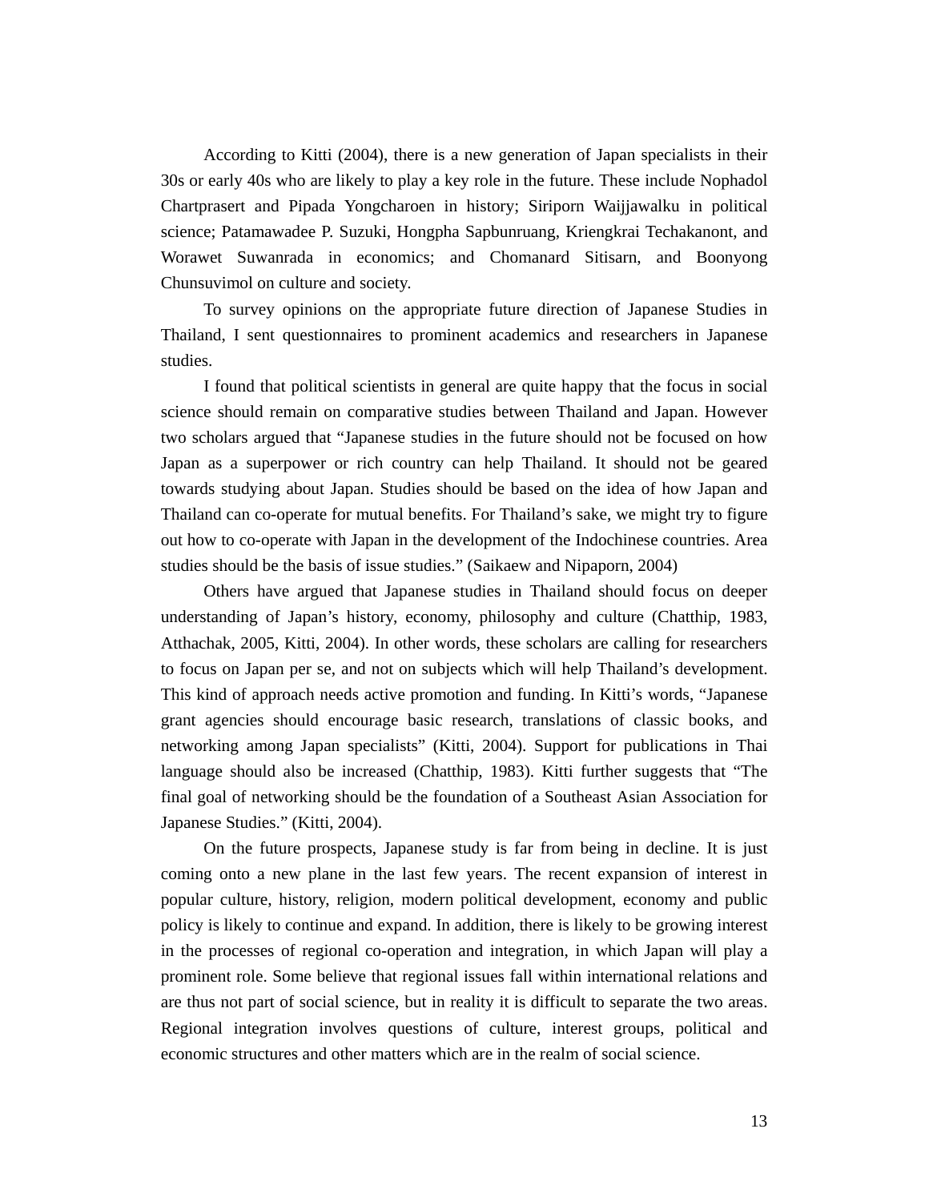According to Kitti (2004), there is a new generation of Japan specialists in their 30s or early 40s who are likely to play a key role in the future. These include Nophadol Chartprasert and Pipada Yongcharoen in history; Siriporn Waijjawalku in political science; Patamawadee P. Suzuki, Hongpha Sapbunruang, Kriengkrai Techakanont, and Worawet Suwanrada in economics; and Chomanard Sitisarn, and Boonyong Chunsuvimol on culture and society.

To survey opinions on the appropriate future direction of Japanese Studies in Thailand, I sent questionnaires to prominent academics and researchers in Japanese studies.

I found that political scientists in general are quite happy that the focus in social science should remain on comparative studies between Thailand and Japan. However two scholars argued that "Japanese studies in the future should not be focused on how Japan as a superpower or rich country can help Thailand. It should not be geared towards studying about Japan. Studies should be based on the idea of how Japan and Thailand can co-operate for mutual benefits. For Thailand's sake, we might try to figure out how to co-operate with Japan in the development of the Indochinese countries. Area studies should be the basis of issue studies." (Saikaew and Nipaporn, 2004)

Others have argued that Japanese studies in Thailand should focus on deeper understanding of Japan's history, economy, philosophy and culture (Chatthip, 1983, Atthachak, 2005, Kitti, 2004). In other words, these scholars are calling for researchers to focus on Japan per se, and not on subjects which will help Thailand's development. This kind of approach needs active promotion and funding. In Kitti's words, "Japanese grant agencies should encourage basic research, translations of classic books, and networking among Japan specialists" (Kitti, 2004). Support for publications in Thai language should also be increased (Chatthip, 1983). Kitti further suggests that "The final goal of networking should be the foundation of a Southeast Asian Association for Japanese Studies." (Kitti, 2004).

On the future prospects, Japanese study is far from being in decline. It is just coming onto a new plane in the last few years. The recent expansion of interest in popular culture, history, religion, modern political development, economy and public policy is likely to continue and expand. In addition, there is likely to be growing interest in the processes of regional co-operation and integration, in which Japan will play a prominent role. Some believe that regional issues fall within international relations and are thus not part of social science, but in reality it is difficult to separate the two areas. Regional integration involves questions of culture, interest groups, political and economic structures and other matters which are in the realm of social science.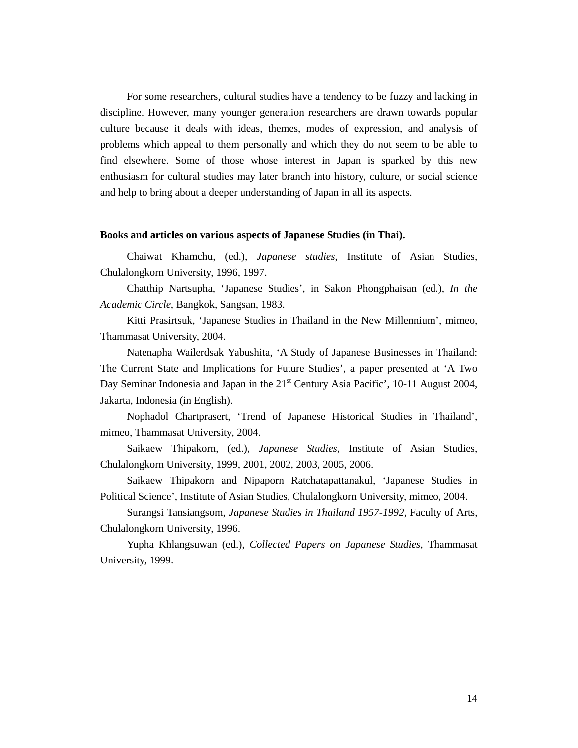For some researchers, cultural studies have a tendency to be fuzzy and lacking in discipline. However, many younger generation researchers are drawn towards popular culture because it deals with ideas, themes, modes of expression, and analysis of problems which appeal to them personally and which they do not seem to be able to find elsewhere. Some of those whose interest in Japan is sparked by this new enthusiasm for cultural studies may later branch into history, culture, or social science and help to bring about a deeper understanding of Japan in all its aspects.

**Books and articles on various aspects of Japanese Studies (in Thai).**

Chaiwat Khamchu, (ed.), *Japanese studies*, Institute of Asian Studies, Chulalongkorn University, 1996, 1997.

Chatthip Nartsupha, 'Japanese Studies', in Sakon Phongphaisan (ed.), *In the Academic Circle*, Bangkok, Sangsan, 1983.

Kitti Prasirtsuk, 'Japanese Studies in Thailand in the New Millennium', mimeo, Thammasat University, 2004.

Natenapha Wailerdsak Yabushita, 'A Study of Japanese Businesses in Thailand: The Current State and Implications for Future Studies', a paper presented at 'A Two Day Seminar Indonesia and Japan in the 21st Century Asia Pacific', 10-11 August 2004, Jakarta, Indonesia (in English).

Nophadol Chartprasert, 'Trend of Japanese Historical Studies in Thailand', mimeo, Thammasat University, 2004.

Saikaew Thipakorn, (ed.), *Japanese Studies*, Institute of Asian Studies, Chulalongkorn University, 1999, 2001, 2002, 2003, 2005, 2006.

Saikaew Thipakorn and Nipaporn Ratchatapattanakul, 'Japanese Studies in Political Science', Institute of Asian Studies, Chulalongkorn University, mimeo, 2004.

Surangsi Tansiangsom, *Japanese Studies in Thailand 1957-1992*, Faculty of Arts, Chulalongkorn University, 1996.

Yupha Khlangsuwan (ed.), *Collected Papers on Japanese Studies*, Thammasat University, 1999.